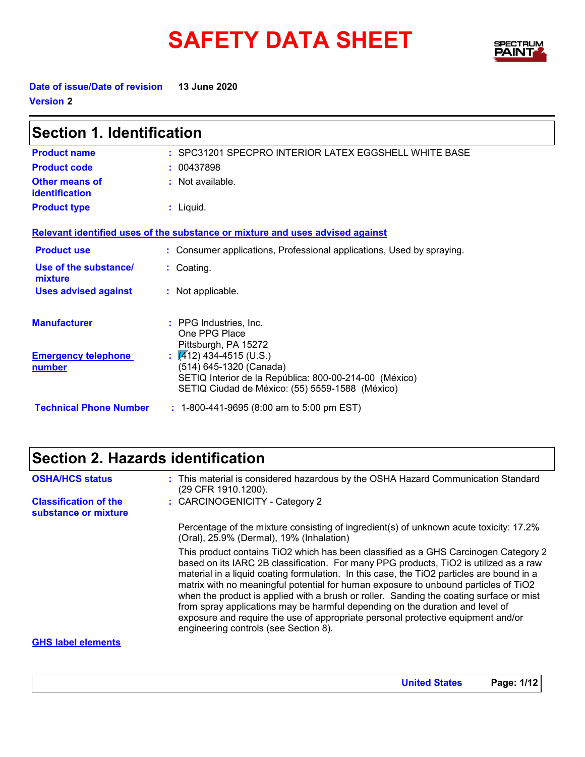# SAFETY DATA SHEET

**Date of issue/Date of revision** 13 June 2020

**Version** 2

## Section 1. Identification

| | |
|---|---|
| **Product name** | : SPC31201 SPECPRO INTERIOR LATEX EGGSHELL WHITE BASE |
| **Product code** | : 00437898 |
| **Other means of identification** | : Not available. |
| **Product type** | : Liquid. |

**Relevant identified uses of the substance or mixture and uses advised against**

| | |
|---|---|
| **Product use** | : Consumer applications, Professional applications, Used by spraying. |
| **Use of the substance/ mixture** | : Coating. |
| **Uses advised against** | : Not applicable. |

| | |
|---|---|
| **Manufacturer** | : PPG Industries, Inc.<br>One PPG Place<br>Pittsburgh, PA 15272 |
| **Emergency telephone number** | : (412) 434-4515 (U.S.)<br>(514) 645-1320 (Canada)<br>SETIQ Interior de la República: 800-00-214-00 (México)<br>SETIQ Ciudad de México: (55) 5559-1588 (México) |
| **Technical Phone Number** | : 1-800-441-9695 (8:00 am to 5:00 pm EST) |

## Section 2. Hazards identification

**OSHA/HCS status** : This material is considered hazardous by the OSHA Hazard Communication Standard (29 CFR 1910.1200).

**Classification of the substance or mixture** : CARCINOGENICITY - Category 2

Percentage of the mixture consisting of ingredient(s) of unknown acute toxicity: 17.2% (Oral), 25.9% (Dermal), 19% (Inhalation)

This product contains $TiO_2$ which has been classified as a GHS Carcinogen Category 2 based on its IARC 2B classification. For many PPG products, $TiO_2$ is utilized as a raw material in a liquid coating formulation. In this case, the $TiO_2$ particles are bound in a matrix with no meaningful potential for human exposure to unbound particles of $TiO_2$ when the product is applied with a brush or roller. Sanding the coating surface or mist from spray applications may be harmful depending on the duration and level of exposure and require the use of appropriate personal protective equipment and/or engineering controls (see Section 8).

**GHS label elements**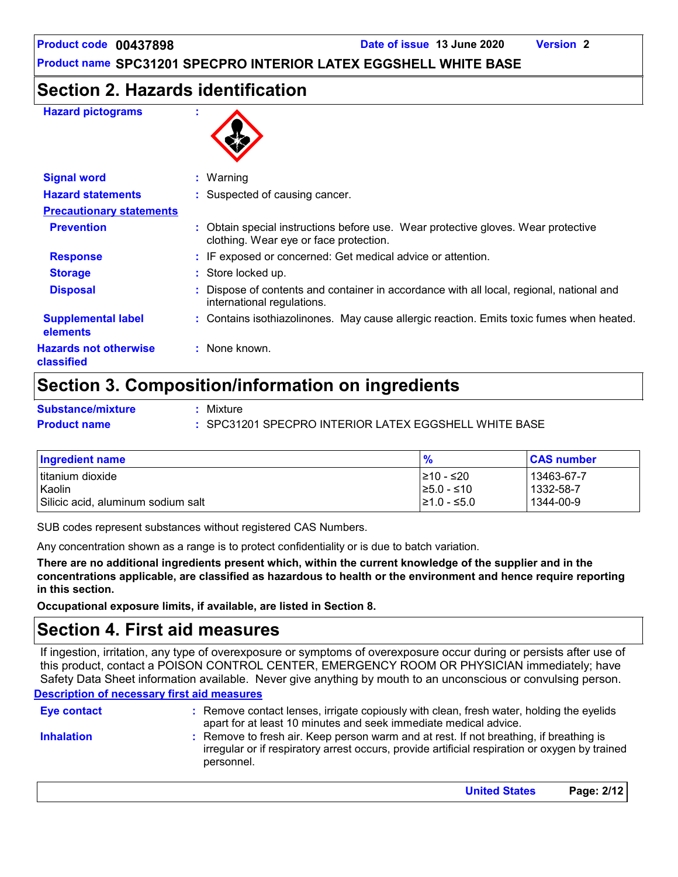## Section 2. Hazards identification

**Hazard pictograms** :

**Signal word** : Warning

**Hazard statements** : Suspected of causing cancer.

**Precautionary statements**

**Prevention** : Obtain special instructions before use. Wear protective gloves. Wear protective clothing. Wear eye or face protection.

**Response** : IF exposed or concerned: Get medical advice or attention.

**Storage** : Store locked up.

**Disposal** : Dispose of contents and container in accordance with all local, regional, national and international regulations.

**Supplemental label elements** : Contains isothiazolinones. May cause allergic reaction. Emits toxic fumes when heated.

**Hazards not otherwise classified** : None known.

## Section 3. Composition/information on ingredients

**Substance/mixture** : Mixture

**Product name** : SPC31201 SPECPRO INTERIOR LATEX EGGSHELL WHITE BASE

| Ingredient name | % | CAS number |
|---|---|---|
| titanium dioxide | ≥10 - ≤20 | 13463-67-7 |
| Kaolin | ≥5.0 - ≤10 | 1332-58-7 |
| Silicic acid, aluminum sodium salt | ≥1.0 - ≤5.0 | 1344-00-9 |

SUB codes represent substances without registered CAS Numbers.

Any concentration shown as a range is to protect confidentiality or is due to batch variation.

**There are no additional ingredients present which, within the current knowledge of the supplier and in the concentrations applicable, are classified as hazardous to health or the environment and hence require reporting in this section.**

**Occupational exposure limits, if available, are listed in Section 8.**

## Section 4. First aid measures

If ingestion, irritation, any type of overexposure or symptoms of overexposure occur during or persists after use of this product, contact a POISON CONTROL CENTER, EMERGENCY ROOM OR PHYSICIAN immediately; have Safety Data Sheet information available. Never give anything by mouth to an unconscious or convulsing person.

**Description of necessary first aid measures**

**Eye contact** : Remove contact lenses, irrigate copiously with clean, fresh water, holding the eyelids apart for at least 10 minutes and seek immediate medical advice.

**Inhalation** : Remove to fresh air. Keep person warm and at rest. If not breathing, if breathing is irregular or if respiratory arrest occurs, provide artificial respiration or oxygen by trained personnel.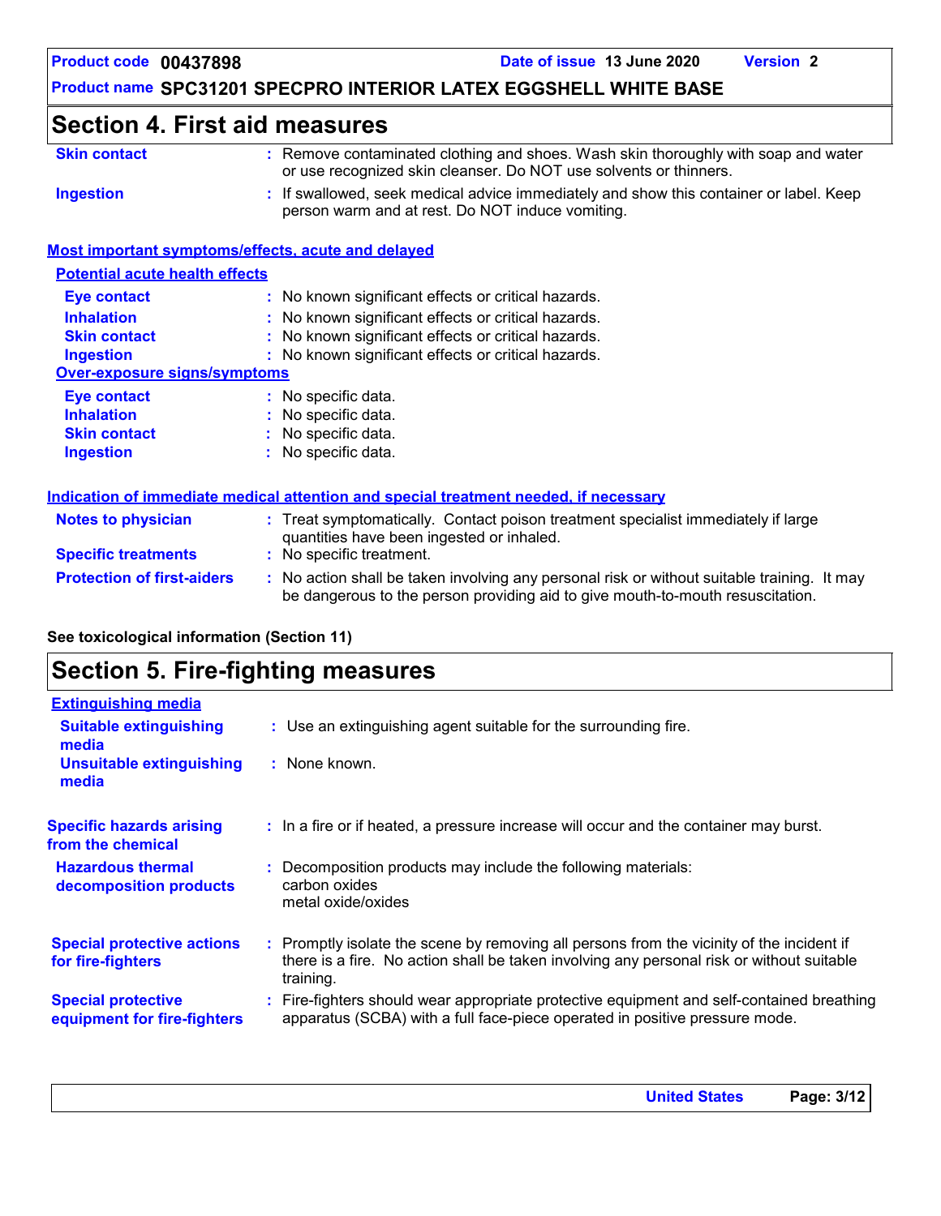## Section 4. First aid measures

**Skin contact** : Remove contaminated clothing and shoes. Wash skin thoroughly with soap and water or use recognized skin cleanser. Do NOT use solvents or thinners.

**Ingestion** : If swallowed, seek medical advice immediately and show this container or label. Keep person warm and at rest. Do NOT induce vomiting.

### Most important symptoms/effects, acute and delayed

#### Potential acute health effects

**Eye contact** : No known significant effects or critical hazards.
**Inhalation** : No known significant effects or critical hazards.
**Skin contact** : No known significant effects or critical hazards.
**Ingestion** : No known significant effects or critical hazards.

#### Over-exposure signs/symptoms

**Eye contact** : No specific data.
**Inhalation** : No specific data.
**Skin contact** : No specific data.
**Ingestion** : No specific data.

### Indication of immediate medical attention and special treatment needed, if necessary

**Notes to physician** : Treat symptomatically. Contact poison treatment specialist immediately if large quantities have been ingested or inhaled.

**Specific treatments** : No specific treatment.

**Protection of first-aiders** : No action shall be taken involving any personal risk or without suitable training. It may be dangerous to the person providing aid to give mouth-to-mouth resuscitation.

**See toxicological information (Section 11)**

## Section 5. Fire-fighting measures

### Extinguishing media

**Suitable extinguishing media** : Use an extinguishing agent suitable for the surrounding fire.

**Unsuitable extinguishing media** : None known.

**Specific hazards arising from the chemical** : In a fire or if heated, a pressure increase will occur and the container may burst.

**Hazardous thermal decomposition products** : Decomposition products may include the following materials:
carbon oxides
metal oxide/oxides

**Special protective actions for fire-fighters** : Promptly isolate the scene by removing all persons from the vicinity of the incident if there is a fire. No action shall be taken involving any personal risk or without suitable training.

**Special protective equipment for fire-fighters** : Fire-fighters should wear appropriate protective equipment and self-contained breathing apparatus (SCBA) with a full face-piece operated in positive pressure mode.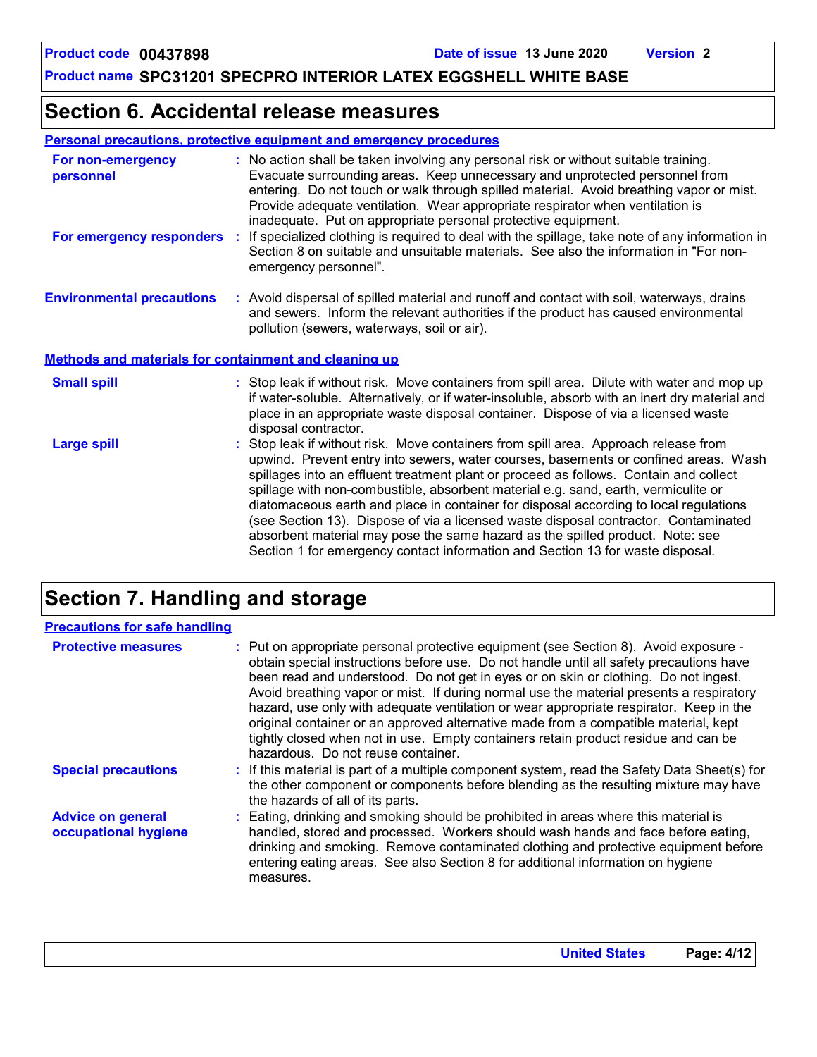## Section 6. Accidental release measures

### Personal precautions, protective equipment and emergency procedures

**For non-emergency personnel** : No action shall be taken involving any personal risk or without suitable training. Evacuate surrounding areas. Keep unnecessary and unprotected personnel from entering. Do not touch or walk through spilled material. Avoid breathing vapor or mist. Provide adequate ventilation. Wear appropriate respirator when ventilation is inadequate. Put on appropriate personal protective equipment.

**For emergency responders** : If specialized clothing is required to deal with the spillage, take note of any information in Section 8 on suitable and unsuitable materials. See also the information in "For non-emergency personnel".

**Environmental precautions** : Avoid dispersal of spilled material and runoff and contact with soil, waterways, drains and sewers. Inform the relevant authorities if the product has caused environmental pollution (sewers, waterways, soil or air).

### Methods and materials for containment and cleaning up

**Small spill** : Stop leak if without risk. Move containers from spill area. Dilute with water and mop up if water-soluble. Alternatively, or if water-insoluble, absorb with an inert dry material and place in an appropriate waste disposal container. Dispose of via a licensed waste disposal contractor.

**Large spill** : Stop leak if without risk. Move containers from spill area. Approach release from upwind. Prevent entry into sewers, water courses, basements or confined areas. Wash spillages into an effluent treatment plant or proceed as follows. Contain and collect spillage with non-combustible, absorbent material e.g. sand, earth, vermiculite or diatomaceous earth and place in container for disposal according to local regulations (see Section 13). Dispose of via a licensed waste disposal contractor. Contaminated absorbent material may pose the same hazard as the spilled product. Note: see Section 1 for emergency contact information and Section 13 for waste disposal.

## Section 7. Handling and storage

### Precautions for safe handling

**Protective measures** : Put on appropriate personal protective equipment (see Section 8). Avoid exposure - obtain special instructions before use. Do not handle until all safety precautions have been read and understood. Do not get in eyes or on skin or clothing. Do not ingest. Avoid breathing vapor or mist. If during normal use the material presents a respiratory hazard, use only with adequate ventilation or wear appropriate respirator. Keep in the original container or an approved alternative made from a compatible material, kept tightly closed when not in use. Empty containers retain product residue and can be hazardous. Do not reuse container.

**Special precautions** : If this material is part of a multiple component system, read the Safety Data Sheet(s) for the other component or components before blending as the resulting mixture may have the hazards of all of its parts.

**Advice on general occupational hygiene** : Eating, drinking and smoking should be prohibited in areas where this material is handled, stored and processed. Workers should wash hands and face before eating, drinking and smoking. Remove contaminated clothing and protective equipment before entering eating areas. See also Section 8 for additional information on hygiene measures.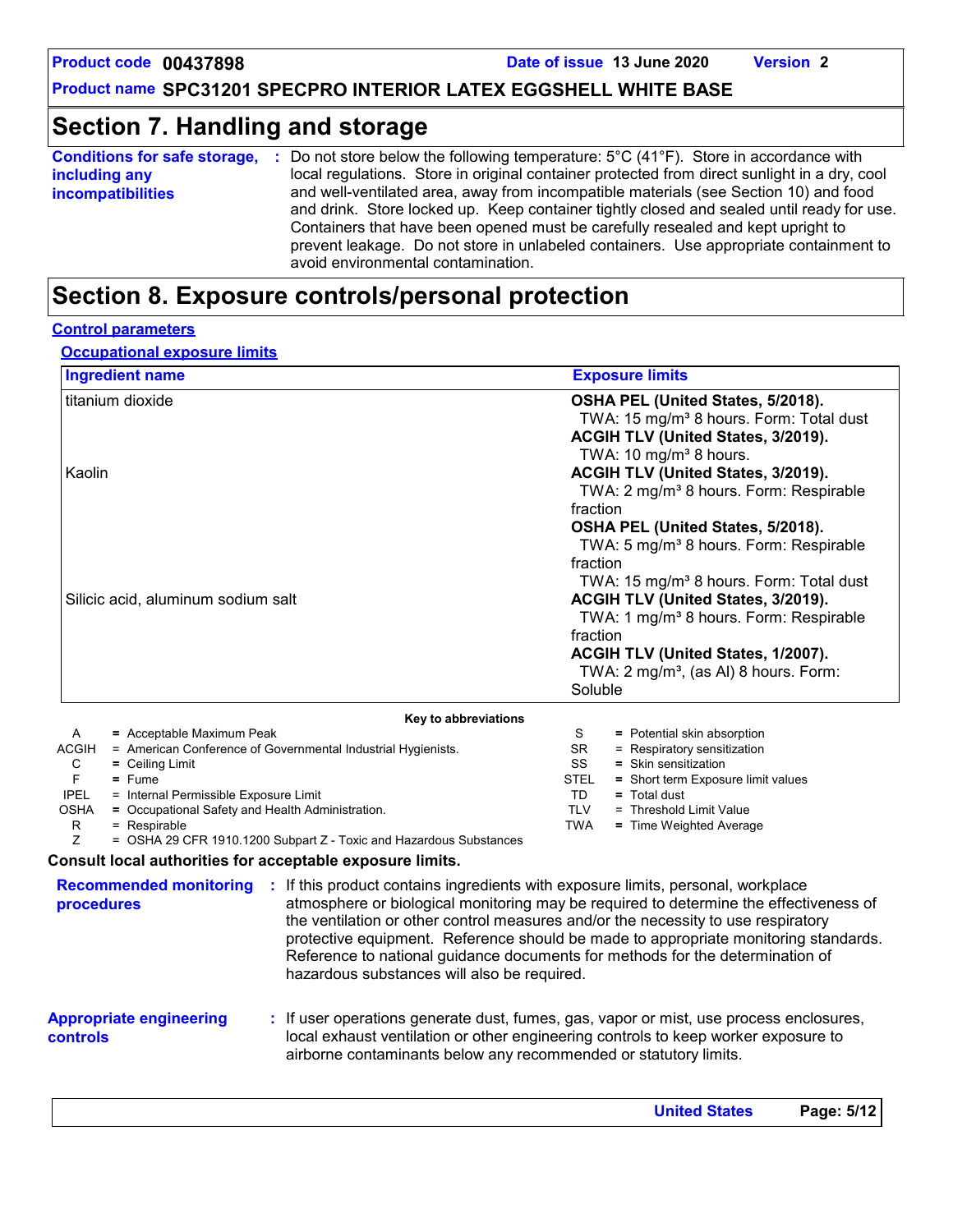## Section 7. Handling and storage

**Conditions for safe storage, including any incompatibilities** : Do not store below the following temperature: 5°C (41°F). Store in accordance with local regulations. Store in original container protected from direct sunlight in a dry, cool and well-ventilated area, away from incompatible materials (see Section 10) and food and drink. Store locked up. Keep container tightly closed and sealed until ready for use. Containers that have been opened must be carefully resealed and kept upright to prevent leakage. Do not store in unlabeled containers. Use appropriate containment to avoid environmental contamination.

## Section 8. Exposure controls/personal protection

### Control parameters

#### Occupational exposure limits

| Ingredient name | Exposure limits |
|---|---|
| titanium dioxide | **OSHA PEL (United States, 5/2018).**<br>TWA: 15 mg/m³ 8 hours. Form: Total dust<br>**ACGIH TLV (United States, 3/2019).**<br>TWA: 10 mg/m³ 8 hours. |
| Kaolin | **ACGIH TLV (United States, 3/2019).**<br>TWA: 2 mg/m³ 8 hours. Form: Respirable fraction<br>**OSHA PEL (United States, 5/2018).**<br>TWA: 5 mg/m³ 8 hours. Form: Respirable fraction<br>TWA: 15 mg/m³ 8 hours. Form: Total dust |
| Silicic acid, aluminum sodium salt | **ACGIH TLV (United States, 3/2019).**<br>TWA: 1 mg/m³ 8 hours. Form: Respirable fraction<br>**ACGIH TLV (United States, 1/2007).**<br>TWA: 2 mg/m³, (as Al) 8 hours. Form: Soluble |

**Key to abbreviations**

| | | | |
|---|---|---|---|
| A | = Acceptable Maximum Peak | S | = Potential skin absorption |
| ACGIH | = American Conference of Governmental Industrial Hygienists. | SR | = Respiratory sensitization |
| C | = Ceiling Limit | SS | = Skin sensitization |
| F | = Fume | STEL | = Short term Exposure limit values |
| IPEL | = Internal Permissible Exposure Limit | TD | = Total dust |
| OSHA | = Occupational Safety and Health Administration. | TLV | = Threshold Limit Value |
| R | = Respirable | TWA | = Time Weighted Average |
| Z | = OSHA 29 CFR 1910.1200 Subpart Z - Toxic and Hazardous Substances | | |

**Consult local authorities for acceptable exposure limits.**

**Recommended monitoring procedures** : If this product contains ingredients with exposure limits, personal, workplace atmosphere or biological monitoring may be required to determine the effectiveness of the ventilation or other control measures and/or the necessity to use respiratory protective equipment. Reference should be made to appropriate monitoring standards. Reference to national guidance documents for methods for the determination of hazardous substances will also be required.

**Appropriate engineering controls** : If user operations generate dust, fumes, gas, vapor or mist, use process enclosures, local exhaust ventilation or other engineering controls to keep worker exposure to airborne contaminants below any recommended or statutory limits.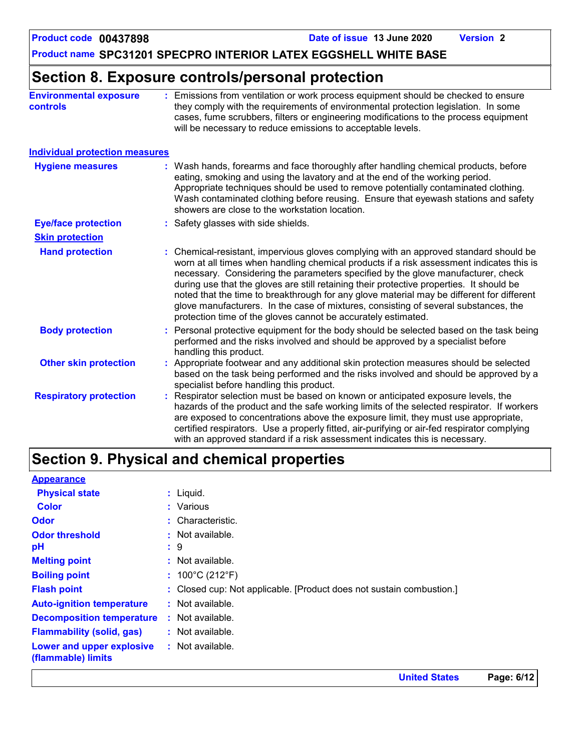## Section 8. Exposure controls/personal protection

**Environmental exposure controls** : Emissions from ventilation or work process equipment should be checked to ensure they comply with the requirements of environmental protection legislation. In some cases, fume scrubbers, filters or engineering modifications to the process equipment will be necessary to reduce emissions to acceptable levels.

### Individual protection measures

**Hygiene measures** : Wash hands, forearms and face thoroughly after handling chemical products, before eating, smoking and using the lavatory and at the end of the working period. Appropriate techniques should be used to remove potentially contaminated clothing. Wash contaminated clothing before reusing. Ensure that eyewash stations and safety showers are close to the workstation location.

**Eye/face protection** : Safety glasses with side shields.

**Skin protection**

**Hand protection** : Chemical-resistant, impervious gloves complying with an approved standard should be worn at all times when handling chemical products if a risk assessment indicates this is necessary. Considering the parameters specified by the glove manufacturer, check during use that the gloves are still retaining their protective properties. It should be noted that the time to breakthrough for any glove material may be different for different glove manufacturers. In the case of mixtures, consisting of several substances, the protection time of the gloves cannot be accurately estimated.

**Body protection** : Personal protective equipment for the body should be selected based on the task being performed and the risks involved and should be approved by a specialist before handling this product.

**Other skin protection** : Appropriate footwear and any additional skin protection measures should be selected based on the task being performed and the risks involved and should be approved by a specialist before handling this product.

**Respiratory protection** : Respirator selection must be based on known or anticipated exposure levels, the hazards of the product and the safe working limits of the selected respirator. If workers are exposed to concentrations above the exposure limit, they must use appropriate, certified respirators. Use a properly fitted, air-purifying or air-fed respirator complying with an approved standard if a risk assessment indicates this is necessary.

## Section 9. Physical and chemical properties

**Appearance**

**Physical state** : Liquid.

**Color** : Various

**Odor** : Characteristic.

**Odor threshold** : Not available.

**pH** : 9

**Melting point** : Not available.

**Boiling point** : 100°C (212°F)

**Flash point** : Closed cup: Not applicable. [Product does not sustain combustion.]

**Auto-ignition temperature** : Not available.

**Decomposition temperature** : Not available.

**Flammability (solid, gas)** : Not available.

**Lower and upper explosive (flammable) limits** : Not available.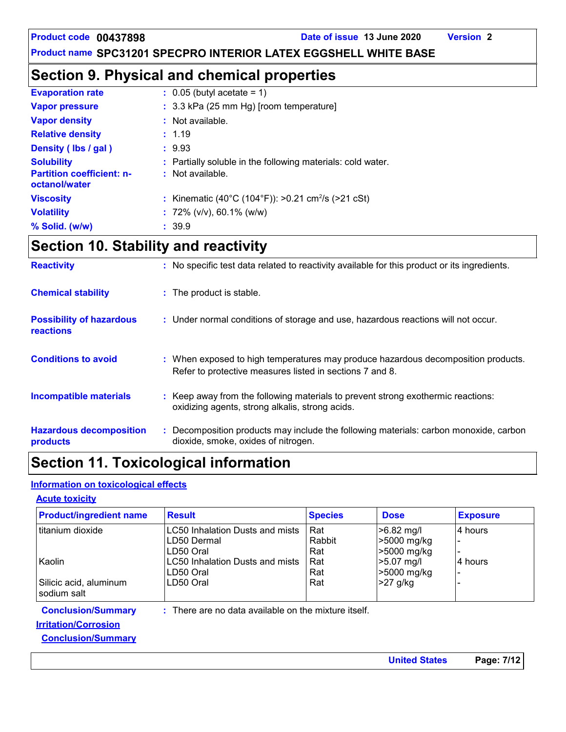## Section 9. Physical and chemical properties

| | |
|---|---|
| **Evaporation rate** | : 0.05 (butyl acetate = 1) |
| **Vapor pressure** | : 3.3 kPa (25 mm Hg) [room temperature] |
| **Vapor density** | : Not available. |
| **Relative density** | : 1.19 |
| **Density ( lbs / gal )** | : 9.93 |
| **Solubility** | : Partially soluble in the following materials: cold water. |
| **Partition coefficient: n-octanol/water** | : Not available. |
| **Viscosity** | : Kinematic (40°C (104°F)): >0.21 $cm^2/s$ (>21 cSt) |
| **Volatility** | : 72% (v/v), 60.1% (w/w) |
| **% Solid. (w/w)** | : 39.9 |

## Section 10. Stability and reactivity

| | |
|---|---|
| **Reactivity** | : No specific test data related to reactivity available for this product or its ingredients. |
| **Chemical stability** | : The product is stable. |
| **Possibility of hazardous reactions** | : Under normal conditions of storage and use, hazardous reactions will not occur. |
| **Conditions to avoid** | : When exposed to high temperatures may produce hazardous decomposition products. Refer to protective measures listed in sections 7 and 8. |
| **Incompatible materials** | : Keep away from the following materials to prevent strong exothermic reactions: oxidizing agents, strong alkalis, strong acids. |
| **Hazardous decomposition products** | : Decomposition products may include the following materials: carbon monoxide, carbon dioxide, smoke, oxides of nitrogen. |

## Section 11. Toxicological information

### Information on toxicological effects

#### Acute toxicity

| Product/ingredient name | Result | Species | Dose | Exposure |
|---|---|---|---|---|
| titanium dioxide | LC50 Inhalation Dusts and mists | Rat | >6.82 mg/l | 4 hours |
| | LD50 Dermal | Rabbit | >5000 mg/kg | - |
| | LD50 Oral | Rat | >5000 mg/kg | - |
| Kaolin | LC50 Inhalation Dusts and mists | Rat | >5.07 mg/l | 4 hours |
| | LD50 Oral | Rat | >5000 mg/kg | - |
| Silicic acid, aluminum sodium salt | LD50 Oral | Rat | >27 g/kg | - |

**Conclusion/Summary** : There are no data available on the mixture itself.

#### Irritation/Corrosion

**Conclusion/Summary**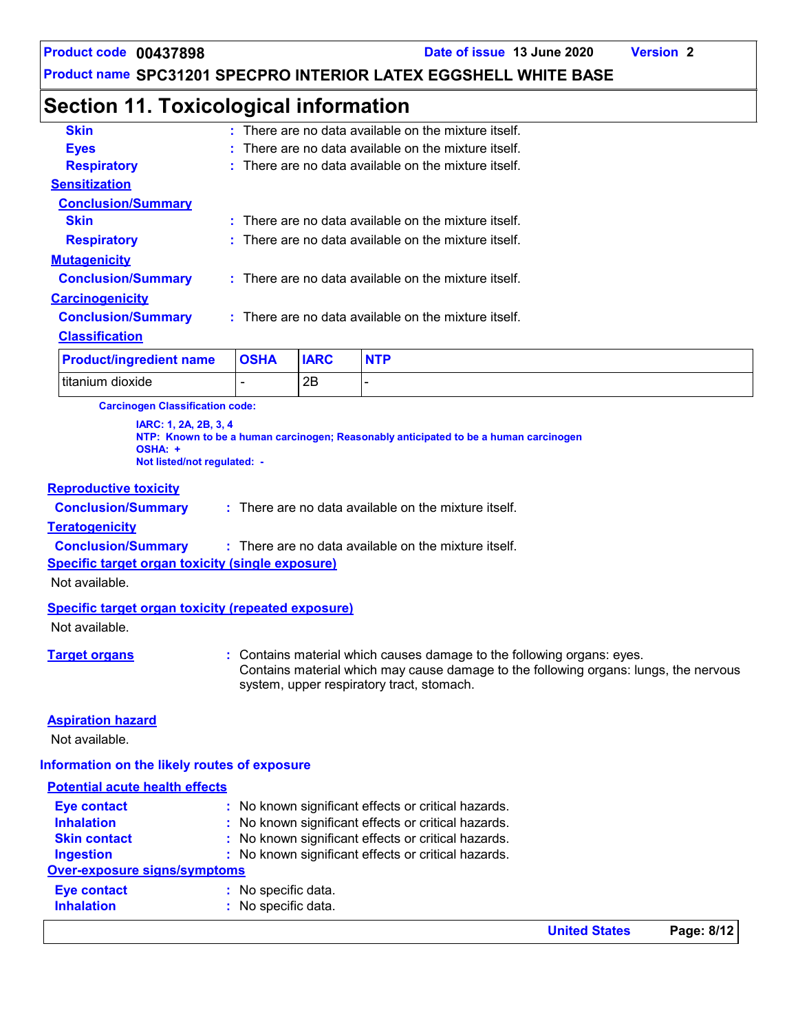## Section 11. Toxicological information

**Skin** : There are no data available on the mixture itself.

**Eyes** : There are no data available on the mixture itself.

**Respiratory** : There are no data available on the mixture itself.

### Sensitization

**Conclusion/Summary**

**Skin** : There are no data available on the mixture itself.

**Respiratory** : There are no data available on the mixture itself.

### Mutagenicity

**Conclusion/Summary** : There are no data available on the mixture itself.

### Carcinogenicity

**Conclusion/Summary** : There are no data available on the mixture itself.

**Classification**

| Product/ingredient name | OSHA | IARC | NTP |
|---|---|---|---|
| titanium dioxide | - | 2B | - |

**Carcinogen Classification code:**

**IARC: 1, 2A, 2B, 3, 4**
**NTP: Known to be a human carcinogen; Reasonably anticipated to be a human carcinogen**
**OSHA: +**
**Not listed/not regulated: -**

### Reproductive toxicity

**Conclusion/Summary** : There are no data available on the mixture itself.

### Teratogenicity

**Conclusion/Summary** : There are no data available on the mixture itself.

### Specific target organ toxicity (single exposure)

Not available.

### Specific target organ toxicity (repeated exposure)

Not available.

**Target organs** : Contains material which causes damage to the following organs: eyes.
Contains material which may cause damage to the following organs: lungs, the nervous system, upper respiratory tract, stomach.

### Aspiration hazard

Not available.

### Information on the likely routes of exposure

**Potential acute health effects**

**Eye contact** : No known significant effects or critical hazards.

**Inhalation** : No known significant effects or critical hazards.

**Skin contact** : No known significant effects or critical hazards.

**Ingestion** : No known significant effects or critical hazards.

**Over-exposure signs/symptoms**

**Eye contact** : No specific data.

**Inhalation** : No specific data.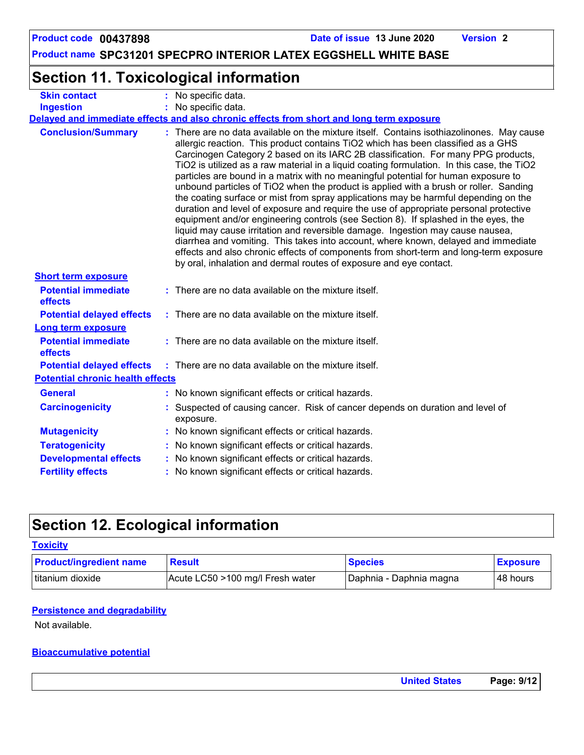## Section 11. Toxicological information

**Skin contact** : No specific data.

**Ingestion** : No specific data.

**Delayed and immediate effects and also chronic effects from short and long term exposure**

**Conclusion/Summary** : There are no data available on the mixture itself. Contains isothiazolinones. May cause allergic reaction. This product contains $TiO_2$ which has been classified as a GHS Carcinogen Category 2 based on its IARC 2B classification. For many PPG products, $TiO_2$ is utilized as a raw material in a liquid coating formulation. In this case, the $TiO_2$ particles are bound in a matrix with no meaningful potential for human exposure to unbound particles of $TiO_2$ when the product is applied with a brush or roller. Sanding the coating surface or mist from spray applications may be harmful depending on the duration and level of exposure and require the use of appropriate personal protective equipment and/or engineering controls (see Section 8). If splashed in the eyes, the liquid may cause irritation and reversible damage. Ingestion may cause nausea, diarrhea and vomiting. This takes into account, where known, delayed and immediate effects and also chronic effects of components from short-term and long-term exposure by oral, inhalation and dermal routes of exposure and eye contact.

**Short term exposure**

**Potential immediate effects** : There are no data available on the mixture itself.

**Potential delayed effects** : There are no data available on the mixture itself.

**Long term exposure**

**Potential immediate effects** : There are no data available on the mixture itself.

**Potential delayed effects** : There are no data available on the mixture itself.

**Potential chronic health effects**

**General** : No known significant effects or critical hazards.

**Carcinogenicity** : Suspected of causing cancer. Risk of cancer depends on duration and level of exposure.

**Mutagenicity** : No known significant effects or critical hazards.

**Teratogenicity** : No known significant effects or critical hazards.

**Developmental effects** : No known significant effects or critical hazards.

**Fertility effects** : No known significant effects or critical hazards.

## Section 12. Ecological information

**Toxicity**

| Product/ingredient name | Result | Species | Exposure |
|---|---|---|---|
| titanium dioxide | Acute LC50 >100 mg/l Fresh water | Daphnia - Daphnia magna | 48 hours |

**Persistence and degradability**

Not available.

**Bioaccumulative potential**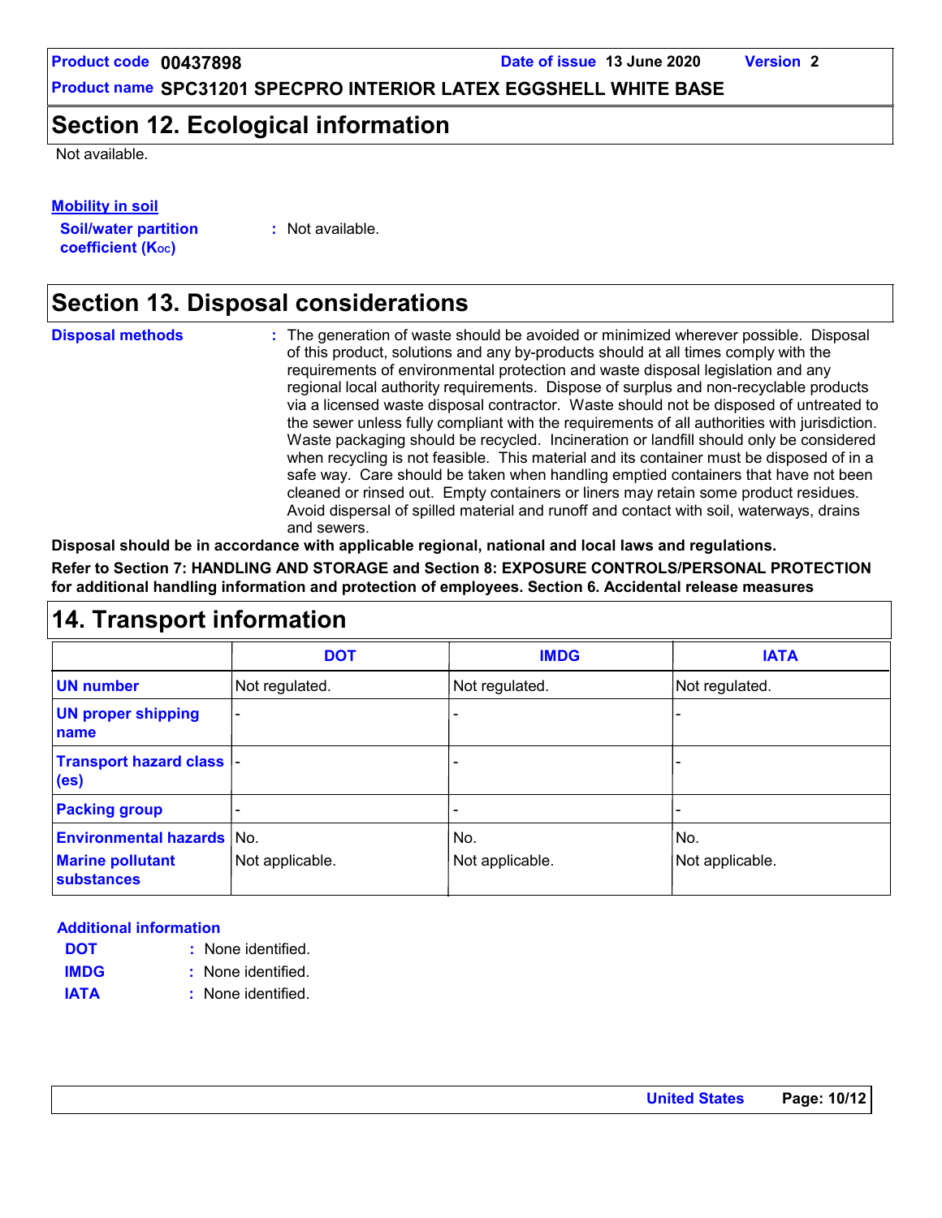## Section 12. Ecological information

Not available.

**Mobility in soil**

**Soil/water partition coefficient ($K_{OC}$)** : Not available.

## Section 13. Disposal considerations

**Disposal methods** : The generation of waste should be avoided or minimized wherever possible. Disposal of this product, solutions and any by-products should at all times comply with the requirements of environmental protection and waste disposal legislation and any regional local authority requirements. Dispose of surplus and non-recyclable products via a licensed waste disposal contractor. Waste should not be disposed of untreated to the sewer unless fully compliant with the requirements of all authorities with jurisdiction. Waste packaging should be recycled. Incineration or landfill should only be considered when recycling is not feasible. This material and its container must be disposed of in a safe way. Care should be taken when handling emptied containers that have not been cleaned or rinsed out. Empty containers or liners may retain some product residues. Avoid dispersal of spilled material and runoff and contact with soil, waterways, drains and sewers.

**Disposal should be in accordance with applicable regional, national and local laws and regulations.**

**Refer to Section 7: HANDLING AND STORAGE and Section 8: EXPOSURE CONTROLS/PERSONAL PROTECTION for additional handling information and protection of employees. Section 6. Accidental release measures**

## 14. Transport information

| | DOT | IMDG | IATA |
|---|---|---|---|
| **UN number** | Not regulated. | Not regulated. | Not regulated. |
| **UN proper shipping name** | - | - | - |
| **Transport hazard class (es)** | - | - | - |
| **Packing group** | - | - | - |
| **Environmental hazards** | No. | No. | No. |
| **Marine pollutant substances** | Not applicable. | Not applicable. | Not applicable. |

**Additional information**

**DOT** : None identified.

**IMDG** : None identified.

**IATA** : None identified.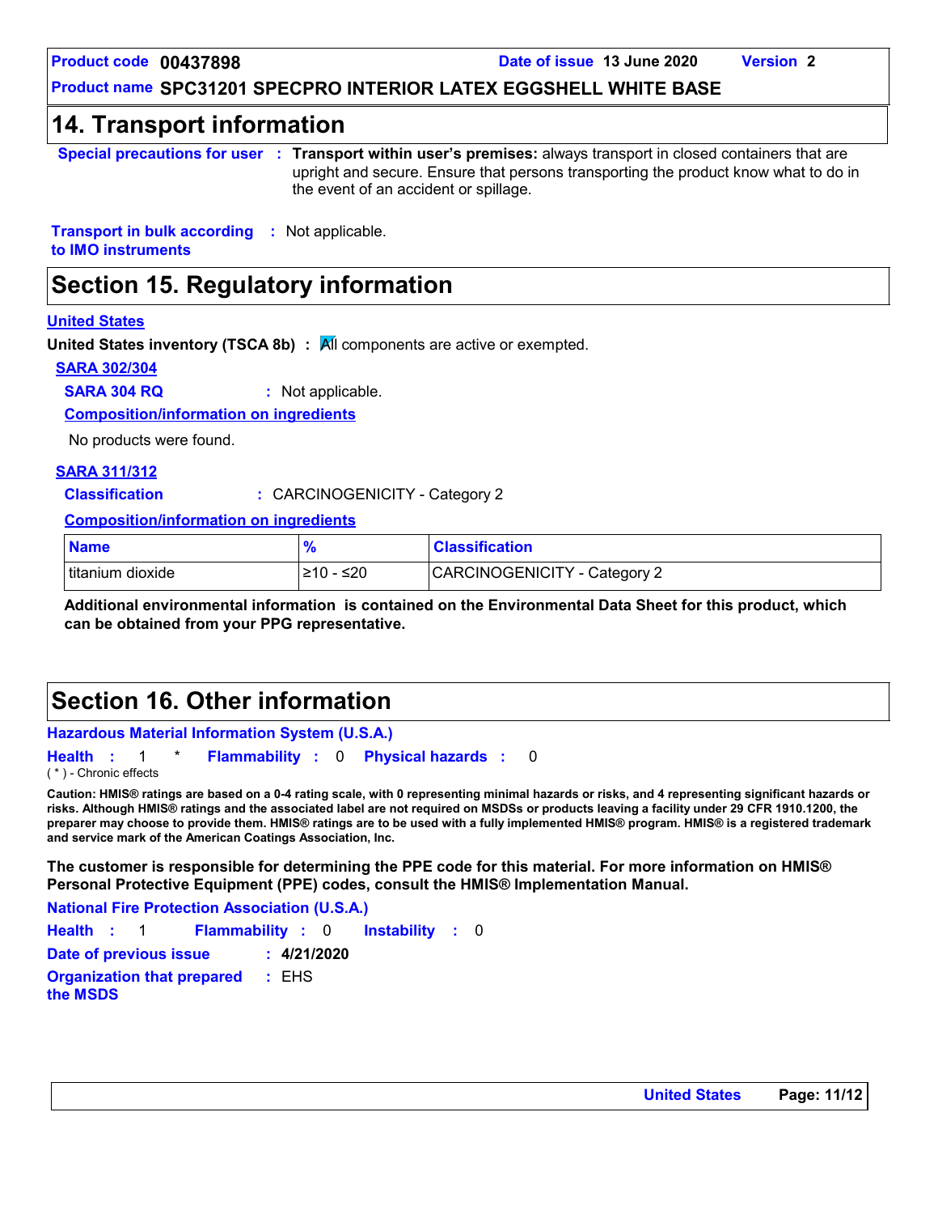## 14. Transport information

**Special precautions for user** : **Transport within user's premises:** always transport in closed containers that are upright and secure. Ensure that persons transporting the product know what to do in the event of an accident or spillage.

**Transport in bulk according to IMO instruments** : Not applicable.

## Section 15. Regulatory information

**United States**

**United States inventory (TSCA 8b)** : All components are active or exempted.

**SARA 302/304**

**SARA 304 RQ** : Not applicable.

**Composition/information on ingredients**

No products were found.

**SARA 311/312**

**Classification** : CARCINOGENICITY - Category 2

**Composition/information on ingredients**

| Name | % | Classification |
|---|---|---|
| titanium dioxide | ≥10 - ≤20 | CARCINOGENICITY - Category 2 |

**Additional environmental information is contained on the Environmental Data Sheet for this product, which can be obtained from your PPG representative.**

## Section 16. Other information

**Hazardous Material Information System (U.S.A.)**

**Health** : 1 * **Flammability** : 0 **Physical hazards** : 0

( * ) - Chronic effects

**Caution: HMIS® ratings are based on a 0-4 rating scale, with 0 representing minimal hazards or risks, and 4 representing significant hazards or risks. Although HMIS® ratings and the associated label are not required on MSDSs or products leaving a facility under 29 CFR 1910.1200, the preparer may choose to provide them. HMIS® ratings are to be used with a fully implemented HMIS® program. HMIS® is a registered trademark and service mark of the American Coatings Association, Inc.**

**The customer is responsible for determining the PPE code for this material. For more information on HMIS® Personal Protective Equipment (PPE) codes, consult the HMIS® Implementation Manual.**

**National Fire Protection Association (U.S.A.)**

**Health** : 1 **Flammability** : 0 **Instability** : 0

**Date of previous issue** : **4/21/2020**

**Organization that prepared the MSDS** : EHS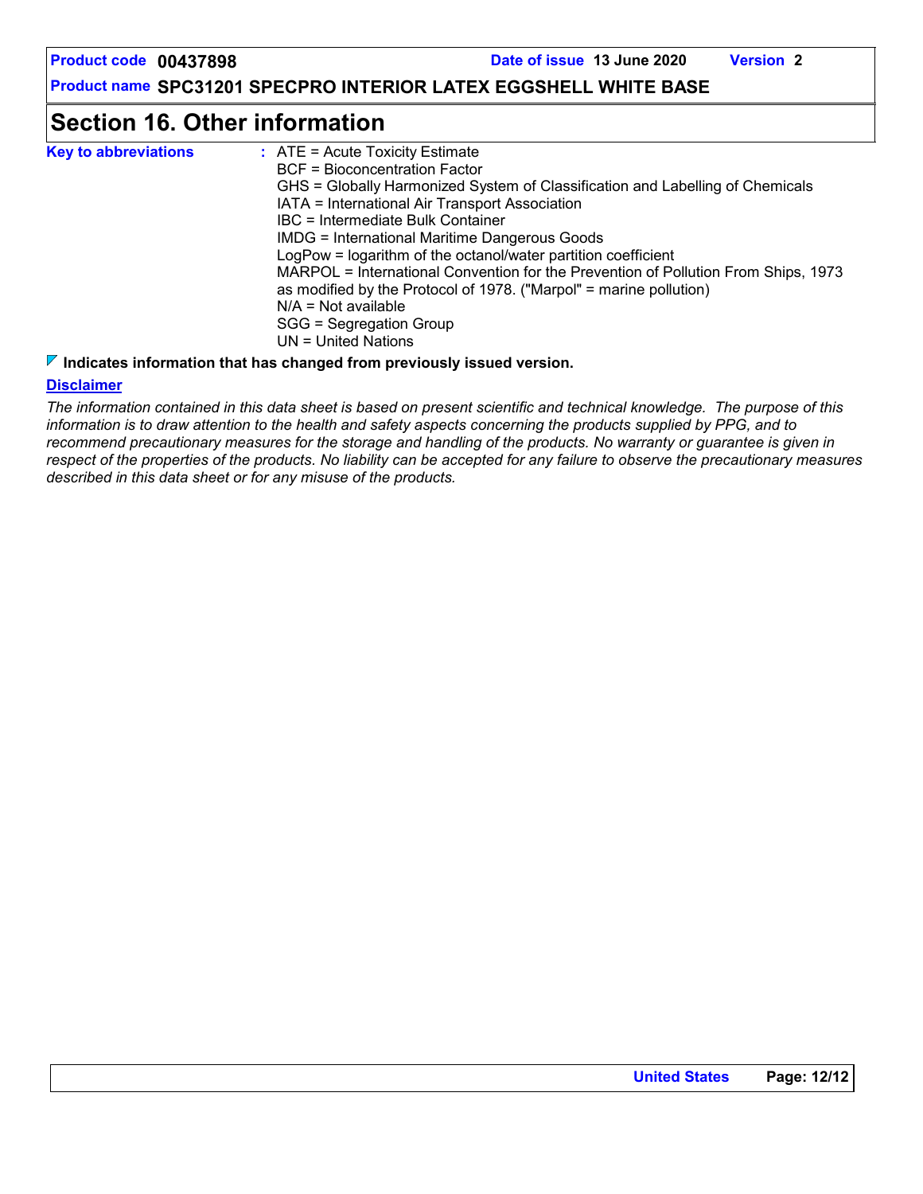## Section 16. Other information

**Key to abbreviations** : ATE = Acute Toxicity Estimate
BCF = Bioconcentration Factor
GHS = Globally Harmonized System of Classification and Labelling of Chemicals
IATA = International Air Transport Association
IBC = Intermediate Bulk Container
IMDG = International Maritime Dangerous Goods
LogPow = logarithm of the octanol/water partition coefficient
MARPOL = International Convention for the Prevention of Pollution From Ships, 1973 as modified by the Protocol of 1978. ("Marpol" = marine pollution)
N/A = Not available
SGG = Segregation Group
UN = United Nations

**Indicates information that has changed from previously issued version.**

**Disclaimer**

*The information contained in this data sheet is based on present scientific and technical knowledge. The purpose of this information is to draw attention to the health and safety aspects concerning the products supplied by PPG, and to recommend precautionary measures for the storage and handling of the products. No warranty or guarantee is given in respect of the properties of the products. No liability can be accepted for any failure to observe the precautionary measures described in this data sheet or for any misuse of the products.*